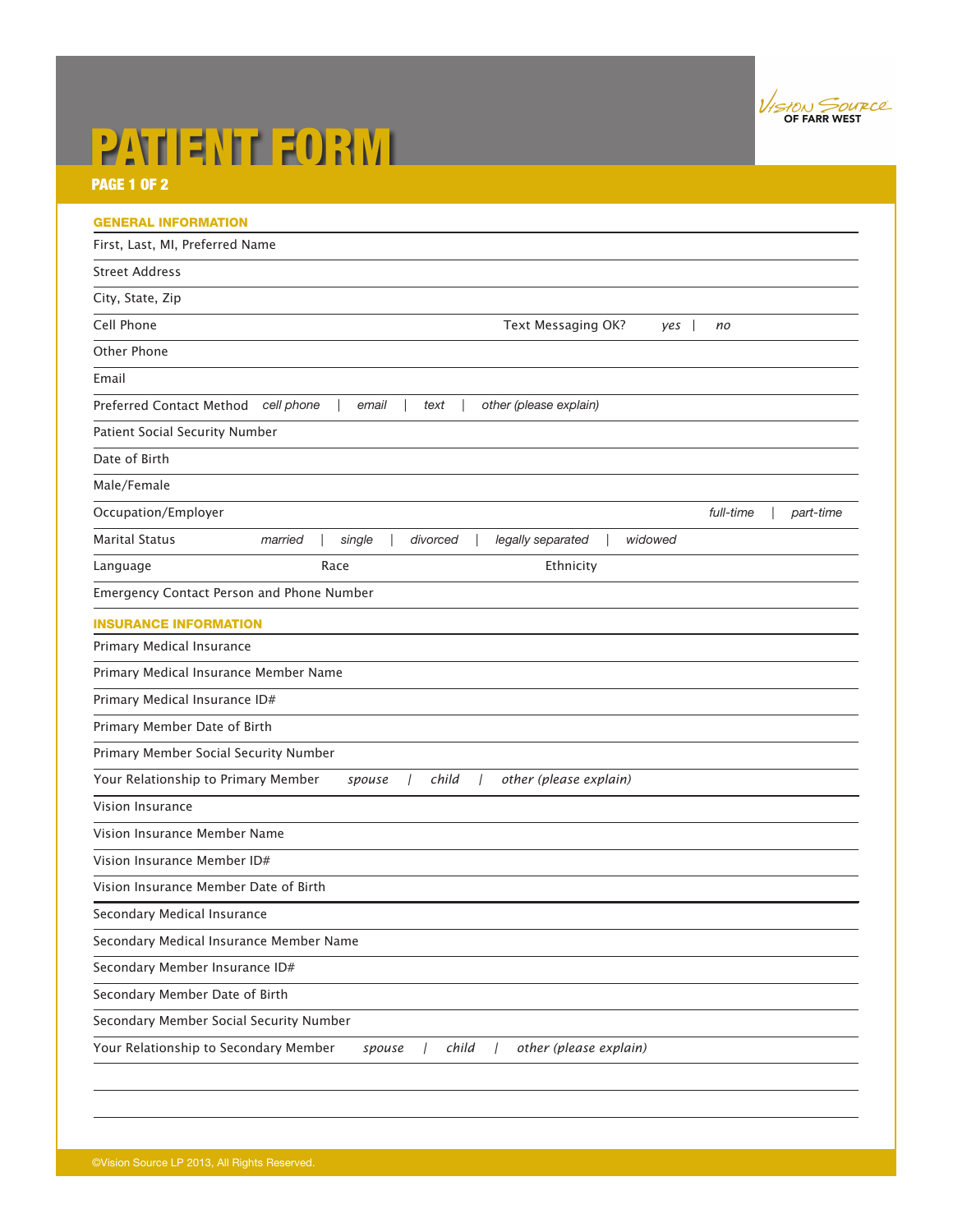# PATIENT FORM

Vision Source OF FARR WEST

## GENERAL INFORMATION

First, Last, MI, Preferred Name

Street Address

City, State, Zip

Cell Phone — Text Messaging OK? *yes* | *no*

Other Phone

Email

Preferred Contact Method *cell phone* | *email* | *text* | *other (please explain)*

Patient Social Security Number

Date of Birth

Male/Female

Occupation/Employer — *full-time* | *part-time*

Marital Status *married* | *single* | *divorced* | *legally separated* | *widowed*

Language — Race — Ethnicity

Emergency Contact Person and Phone Number

## INSURANCE INFORMATION

Primary Medical Insurance

Primary Medical Insurance Member Name

Primary Medical Insurance ID#

Primary Member Date of Birth

Primary Member Social Security Number

Your Relationship to Primary Member *spouse* | *child* | *other (please explain)*

Vision Insurance

Vision Insurance Member Name

Vision Insurance Member ID#

Vision Insurance Member Date of Birth

Secondary Medical Insurance

Secondary Medical Insurance Member Name

Secondary Member Insurance ID#

Secondary Member Date of Birth

Secondary Member Social Security Number

Your Relationship to Secondary Member *spouse* | *child* | *other (please explain)*

©Vision Source LP 2013, All Rights Reserved.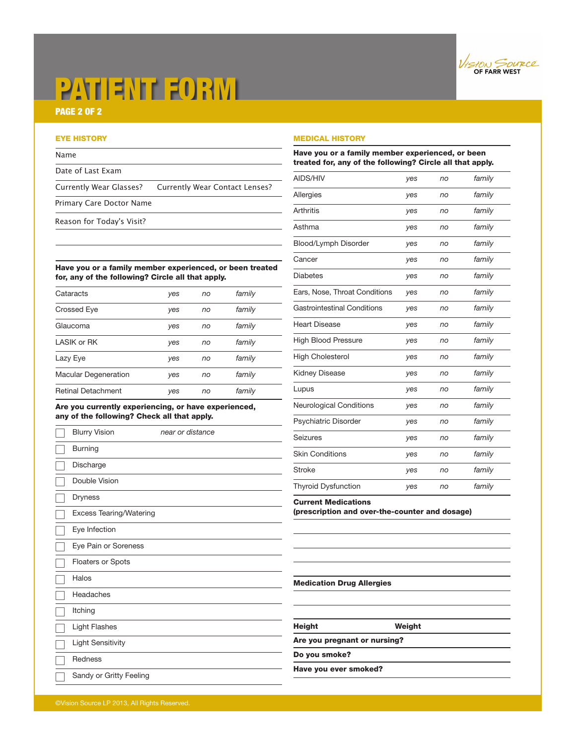# PATIENT FORM

**PAGE 2 OF 2**

Vision Source OF FARR WEST

## EYE HISTORY

Name

Date of Last Exam

Currently Wear Glasses? Currently Wear Contact Lenses?

Primary Care Doctor Name

Reason for Today's Visit?

**Have you or a family member experienced, or been treated for, any of the following? Circle all that apply.**

| | | | |
|---|---|---|---|
| Cataracts | *yes* | *no* | *family* |
| Crossed Eye | *yes* | *no* | *family* |
| Glaucoma | *yes* | *no* | *family* |
| LASIK or RK | *yes* | *no* | *family* |
| Lazy Eye | *yes* | *no* | *family* |
| Macular Degeneration | *yes* | *no* | *family* |
| Retinal Detachment | *yes* | *no* | *family* |

**Are you currently experiencing, or have experienced, any of the following? Check all that apply.**

- ☐ Blurry Vision *near or distance*
- ☐ Burning
- ☐ Discharge
- ☐ Double Vision
- ☐ Dryness
- ☐ Excess Tearing/Watering
- ☐ Eye Infection
- ☐ Eye Pain or Soreness
- ☐ Floaters or Spots
- ☐ Halos
- ☐ Headaches
- ☐ Itching
- ☐ Light Flashes
- ☐ Light Sensitivity
- ☐ Redness
- ☐ Sandy or Gritty Feeling

## MEDICAL HISTORY

**Have you or a family member experienced, or been treated for, any of the following? Circle all that apply.**

| | | | |
|---|---|---|---|
| AIDS/HIV | *yes* | *no* | *family* |
| Allergies | *yes* | *no* | *family* |
| Arthritis | *yes* | *no* | *family* |
| Asthma | *yes* | *no* | *family* |
| Blood/Lymph Disorder | *yes* | *no* | *family* |
| Cancer | *yes* | *no* | *family* |
| Diabetes | *yes* | *no* | *family* |
| Ears, Nose, Throat Conditions | *yes* | *no* | *family* |
| Gastrointestinal Conditions | *yes* | *no* | *family* |
| Heart Disease | *yes* | *no* | *family* |
| High Blood Pressure | *yes* | *no* | *family* |
| High Cholesterol | *yes* | *no* | *family* |
| Kidney Disease | *yes* | *no* | *family* |
| Lupus | *yes* | *no* | *family* |
| Neurological Conditions | *yes* | *no* | *family* |
| Psychiatric Disorder | *yes* | *no* | *family* |
| Seizures | *yes* | *no* | *family* |
| Skin Conditions | *yes* | *no* | *family* |
| Stroke | *yes* | *no* | *family* |
| Thyroid Dysfunction | *yes* | *no* | *family* |

**Current Medications (prescription and over-the-counter and dosage)**

**Medication Drug Allergies**

**Height** **Weight**

**Are you pregnant or nursing?**

**Do you smoke?**

**Have you ever smoked?**

©Vision Source LP 2013, All Rights Reserved.